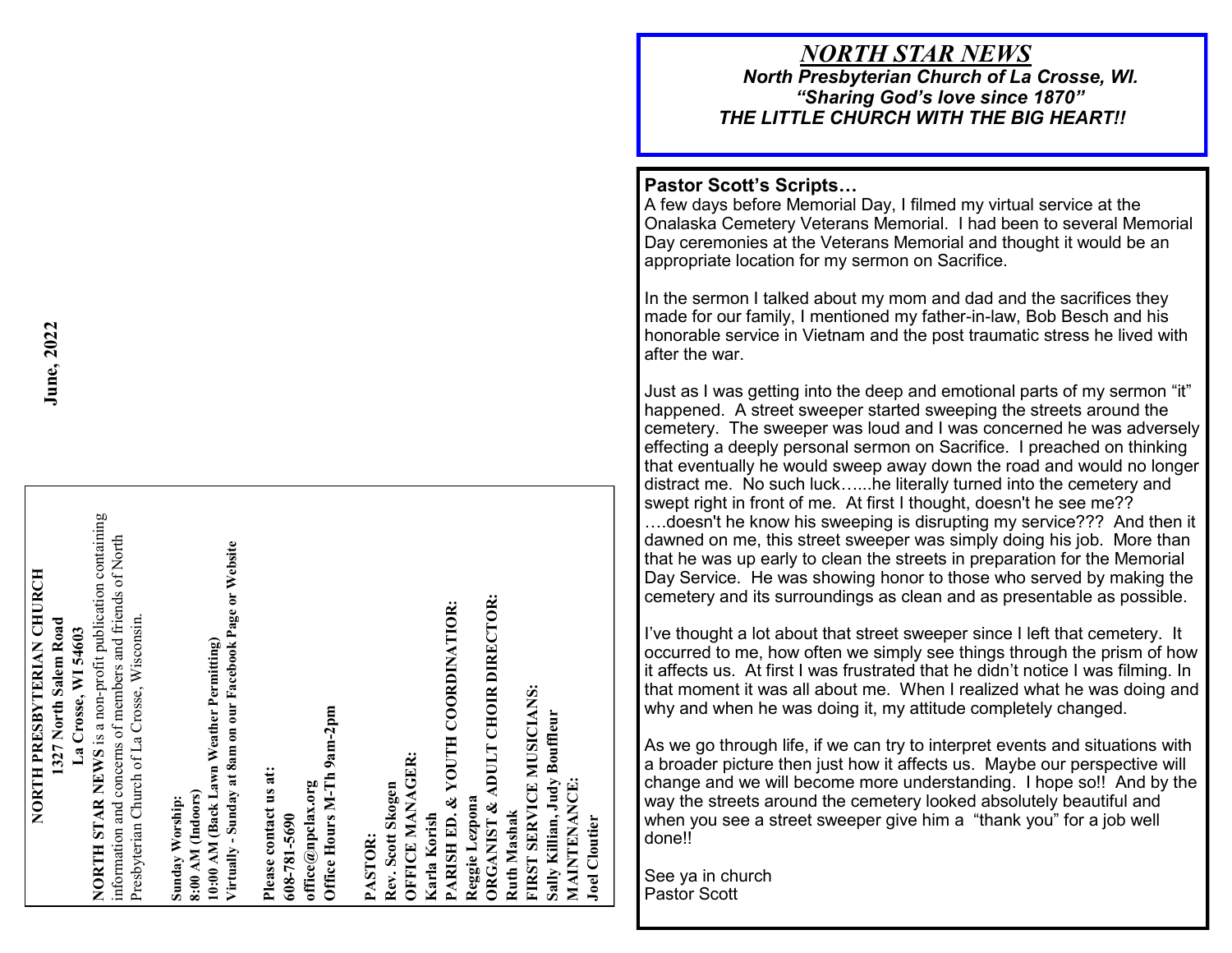June, 2022

**NORTH PRESBYTERIAN CHURCH**
**1327 North Salem Road**
**La Crosse, WI 54603**

**NORTH STAR NEWS** is a non-profit publication containing information and concerns of members and friends of North Presbyterian Church of La Crosse, Wisconsin.

**Sunday Worship:**
**8:00 AM (Indoors)**
**10:00 AM (Back Lawn Weather Permitting)**
**Virtually - Sunday at 8am on our Facebook Page or Website**

**Please contact us at:**
**608-781-5690**
**office@npclax.org**
**Office Hours M-Th 9am-2pm**

**PASTOR:**
**Rev. Scott Skogen**
**OFFICE MANAGER:**
**Karla Korish**
**PARISH ED. & YOUTH COORDINATIOR:**
**Reggie Lezpona**
**ORGANIST & ADULT CHOIR DIRECTOR:**
**Ruth Mashak**
**FIRST SERVICE MUSICIANS:**
**Sally Killian, Judy Bouffleur**
**MAINTENANCE:**
**Joel Cloutier**

# *NORTH STAR NEWS*

***North Presbyterian Church of La Crosse, WI.***
***"Sharing God's love since 1870"***
***THE LITTLE CHURCH WITH THE BIG HEART!!***

## Pastor Scott's Scripts…

A few days before Memorial Day, I filmed my virtual service at the Onalaska Cemetery Veterans Memorial. I had been to several Memorial Day ceremonies at the Veterans Memorial and thought it would be an appropriate location for my sermon on Sacrifice.

In the sermon I talked about my mom and dad and the sacrifices they made for our family, I mentioned my father-in-law, Bob Besch and his honorable service in Vietnam and the post traumatic stress he lived with after the war.

Just as I was getting into the deep and emotional parts of my sermon "it" happened. A street sweeper started sweeping the streets around the cemetery. The sweeper was loud and I was concerned he was adversely effecting a deeply personal sermon on Sacrifice. I preached on thinking that eventually he would sweep away down the road and would no longer distract me. No such luck…...he literally turned into the cemetery and swept right in front of me. At first I thought, doesn't he see me?? ….doesn't he know his sweeping is disrupting my service??? And then it dawned on me, this street sweeper was simply doing his job. More than that he was up early to clean the streets in preparation for the Memorial Day Service. He was showing honor to those who served by making the cemetery and its surroundings as clean and as presentable as possible.

I've thought a lot about that street sweeper since I left that cemetery. It occurred to me, how often we simply see things through the prism of how it affects us. At first I was frustrated that he didn't notice I was filming. In that moment it was all about me. When I realized what he was doing and why and when he was doing it, my attitude completely changed.

As we go through life, if we can try to interpret events and situations with a broader picture then just how it affects us. Maybe our perspective will change and we will become more understanding. I hope so!! And by the way the streets around the cemetery looked absolutely beautiful and when you see a street sweeper give him a "thank you" for a job well done!!

See ya in church
Pastor Scott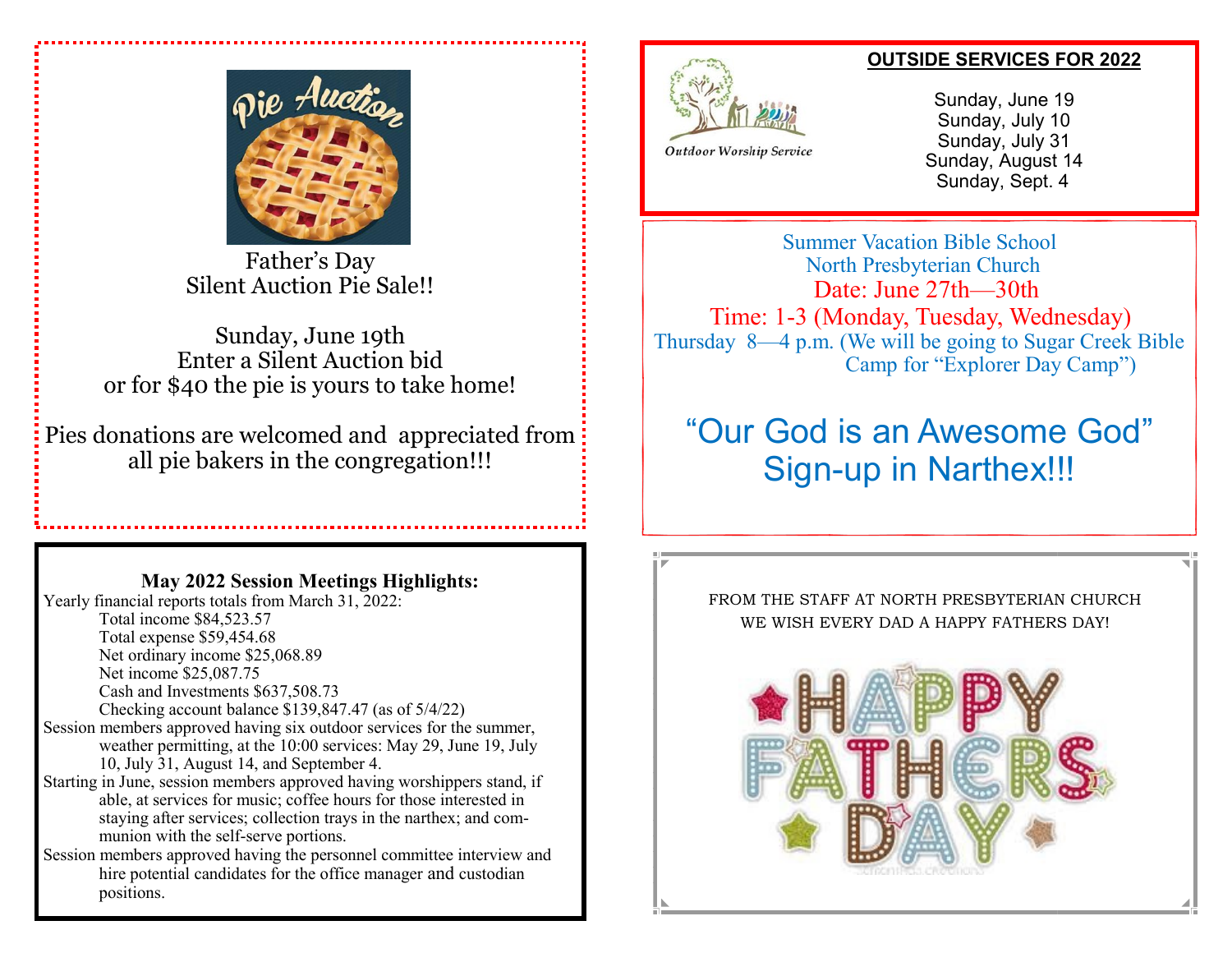Father's Day
Silent Auction Pie Sale!!

Sunday, June 19th
Enter a Silent Auction bid
or for $40 the pie is yours to take home!

Pies donations are welcomed and appreciated from all pie bakers in the congregation!!!

**May 2022 Session Meetings Highlights:**

Yearly financial reports totals from March 31, 2022:

- Total income $84,523.57
- Total expense $59,454.68
- Net ordinary income $25,068.89
- Net income $25,087.75
- Cash and Investments $637,508.73
- Checking account balance $139,847.47 (as of 5/4/22)

Session members approved having six outdoor services for the summer, weather permitting, at the 10:00 services: May 29, June 19, July 10, July 31, August 14, and September 4.

Starting in June, session members approved having worshippers stand, if able, at services for music; coffee hours for those interested in staying after services; collection trays in the narthex; and communion with the self-serve portions.

Session members approved having the personnel committee interview and hire potential candidates for the office manager and custodian positions.

## OUTSIDE SERVICES FOR 2022

*Outdoor Worship Service*

Sunday, June 19
Sunday, July 10
Sunday, July 31
Sunday, August 14
Sunday, Sept. 4

Summer Vacation Bible School
North Presbyterian Church
Date: June 27th—30th
Time: 1-3 (Monday, Tuesday, Wednesday)
Thursday 8—4 p.m. (We will be going to Sugar Creek Bible Camp for "Explorer Day Camp")

## "Our God is an Awesome God"
## Sign-up in Narthex!!!

FROM THE STAFF AT NORTH PRESBYTERIAN CHURCH
WE WISH EVERY DAD A HAPPY FATHERS DAY!

HAPPY FATHERS DAY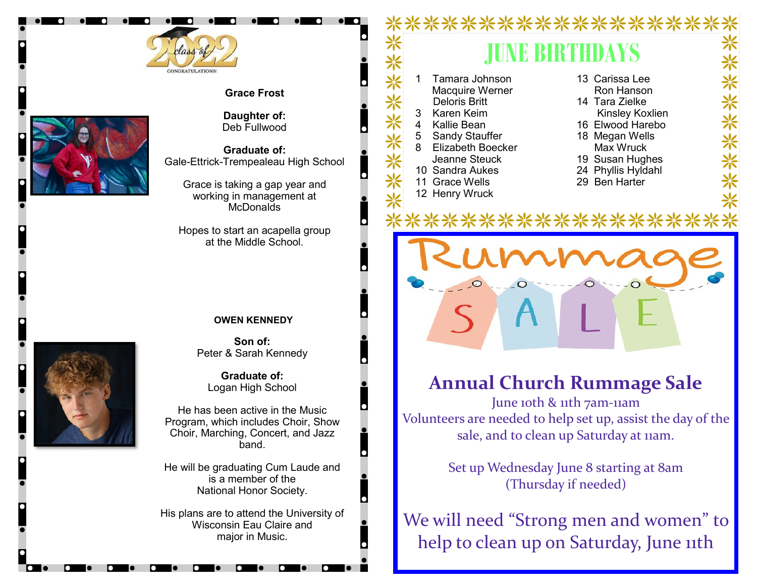Class of 2022 — CONGRATULATIONS!

**Grace Frost**

**Daughter of:**
Deb Fullwood

**Graduate of:**
Gale-Ettrick-Trempealeau High School

Grace is taking a gap year and working in management at McDonalds

Hopes to start an acapella group at the Middle School.

**OWEN KENNEDY**

**Son of:**
Peter & Sarah Kennedy

**Graduate of:**
Logan High School

He has been active in the Music Program, which includes Choir, Show Choir, Marching, Concert, and Jazz band.

He will be graduating Cum Laude and is a member of the National Honor Society.

His plans are to attend the University of Wisconsin Eau Claire and major in Music.

# JUNE BIRTHDAYS

1 Tamara Johnson
  Macquire Werner
  Deloris Britt
3 Karen Keim
4 Kallie Bean
5 Sandy Stauffer
8 Elizabeth Boecker
  Jeanne Steuck
10 Sandra Aukes
11 Grace Wells
12 Henry Wruck
13 Carissa Lee
  Ron Hanson
14 Tara Zielke
  Kinsley Koxlien
16 Elwood Harebo
18 Megan Wells
  Max Wruck
19 Susan Hughes
24 Phyllis Hyldahl
29 Ben Harter

# Rummage SALE

## Annual Church Rummage Sale

June 10th & 11th 7am-11am

Volunteers are needed to help set up, assist the day of the sale, and to clean up Saturday at 11am.

Set up Wednesday June 8 starting at 8am
(Thursday if needed)

We will need "Strong men and women" to help to clean up on Saturday, June 11th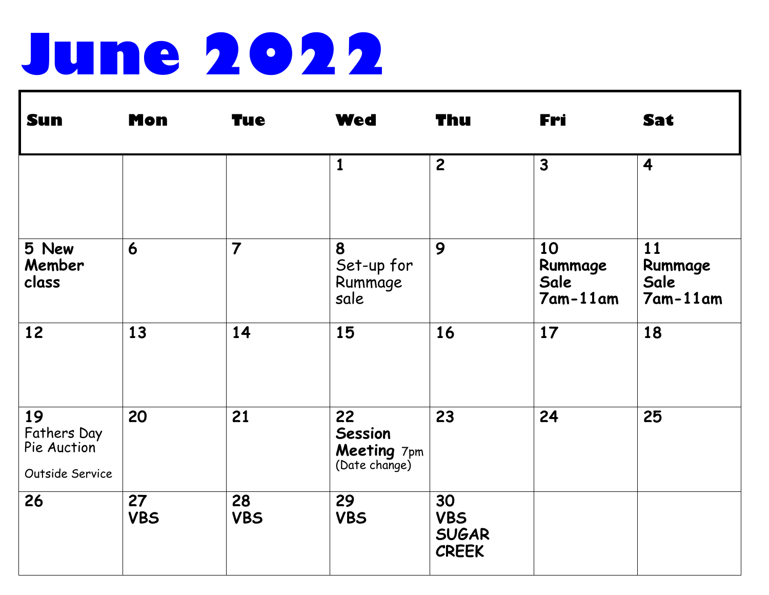# June 2022

| Sun | Mon | Tue | Wed | Thu | Fri | Sat |
|---|---|---|---|---|---|---|
| | | | 1 | 2 | 3 | 4 |
| 5 **New Member class** | 6 | 7 | 8 Set-up for Rummage sale | 9 | 10 **Rummage Sale 7am-11am** | 11 **Rummage Sale 7am-11am** |
| 12 | 13 | 14 | 15 | 16 | 17 | 18 |
| 19 Fathers Day Pie Auction Outside Service | 20 | 21 | 22 **Session Meeting** 7pm (Date change) | 23 | 24 | 25 |
| 26 | 27 **VBS** | 28 **VBS** | 29 **VBS** | 30 **VBS SUGAR CREEK** | | |